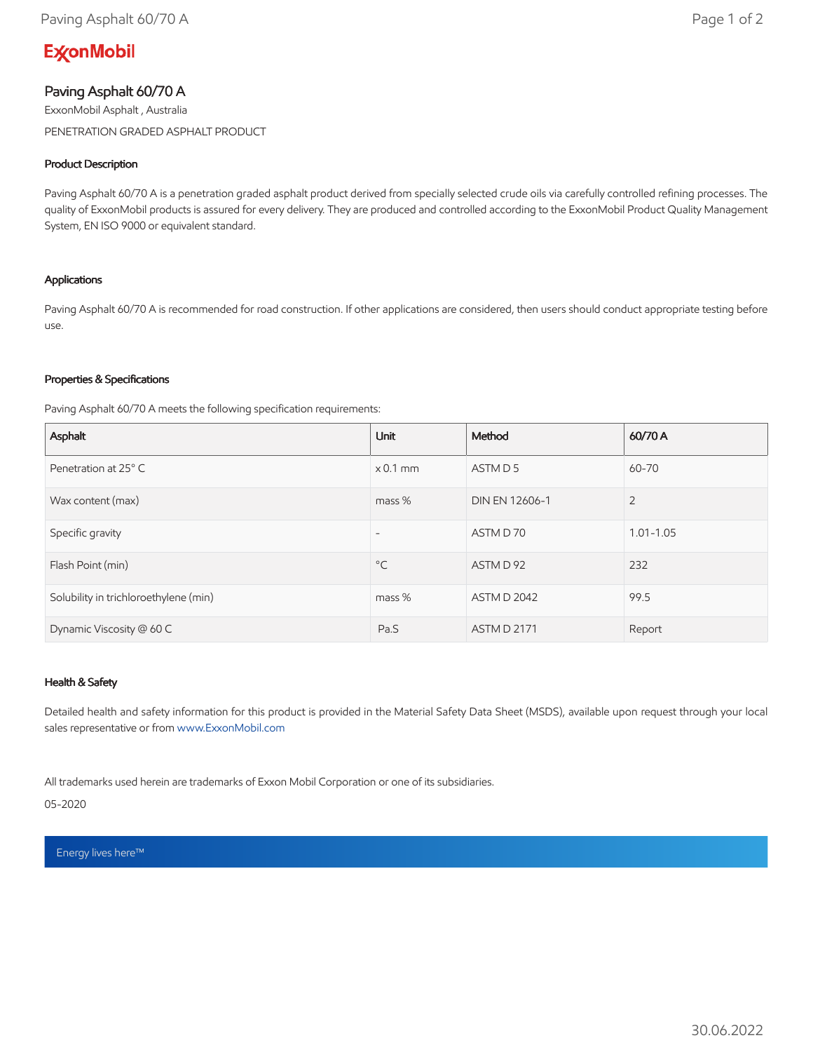ExxonMobil

# Paving Asphalt 60/70 A

ExxonMobil Asphalt , Australia

PENETRATION GRADED ASPHALT PRODUCT

### Product Description

Paving Asphalt 60/70 A is a penetration graded asphalt product derived from specially selected crude oils via carefully controlled refining processes. The quality of ExxonMobil products is assured for every delivery. They are produced and controlled according to the ExxonMobil Product Quality Management System, EN ISO 9000 or equivalent standard.

### Applications

Paving Asphalt 60/70 A is recommended for road construction. If other applications are considered, then users should conduct appropriate testing before use.

### Properties & Specifications

Paving Asphalt 60/70 A meets the following specification requirements:

| Asphalt | Unit | Method | 60/70 A |
|---|---|---|---|
| Penetration at 25° C | x 0.1 mm | ASTM D 5 | 60-70 |
| Wax content (max) | mass % | DIN EN 12606-1 | 2 |
| Specific gravity | - | ASTM D 70 | 1.01-1.05 |
| Flash Point (min) | °C | ASTM D 92 | 232 |
| Solubility in trichloroethylene (min) | mass % | ASTM D 2042 | 99.5 |
| Dynamic Viscosity @ 60 C | Pa.S | ASTM D 2171 | Report |

### Health & Safety

Detailed health and safety information for this product is provided in the Material Safety Data Sheet (MSDS), available upon request through your local sales representative or from www.ExxonMobil.com

All trademarks used herein are trademarks of Exxon Mobil Corporation or one of its subsidiaries.

05-2020

Energy lives here™

30.06.2022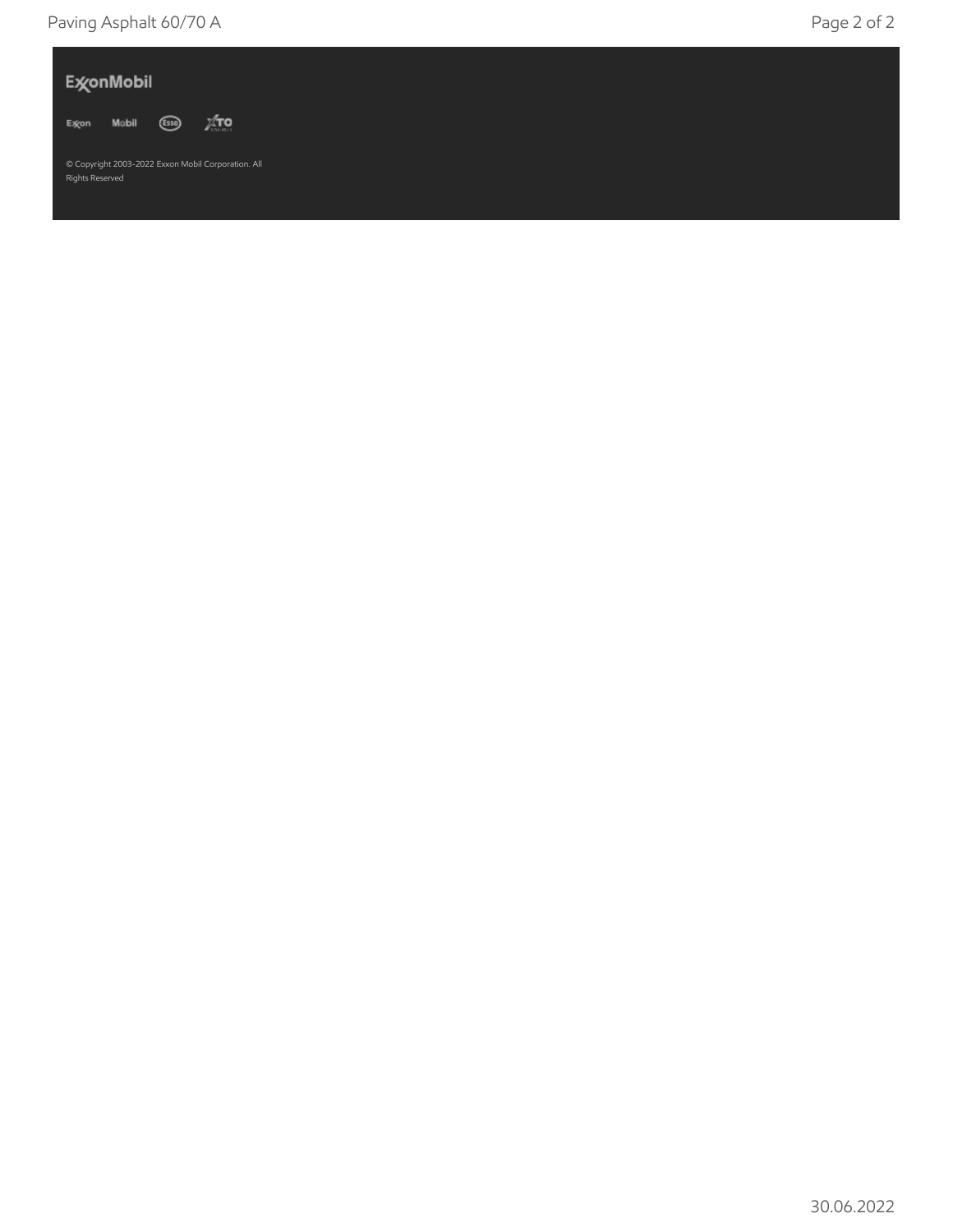ExxonMobil

Exxon Mobil Esso XTO

© Copyright 2003-2022 Exxon Mobil Corporation. All Rights Reserved